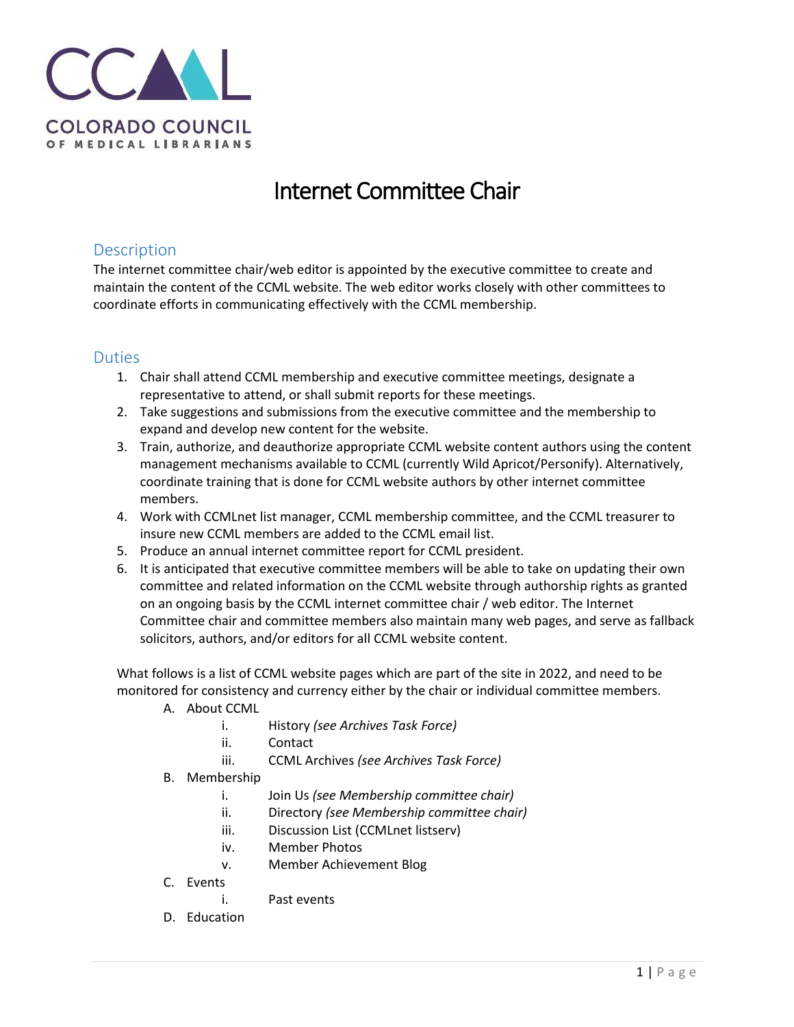COLORADO COUNCIL OF MEDICAL LIBRARIANS

# Internet Committee Chair

## Description

The internet committee chair/web editor is appointed by the executive committee to create and maintain the content of the CCML website. The web editor works closely with other committees to coordinate efforts in communicating effectively with the CCML membership.

## Duties

1. Chair shall attend CCML membership and executive committee meetings, designate a representative to attend, or shall submit reports for these meetings.
2. Take suggestions and submissions from the executive committee and the membership to expand and develop new content for the website.
3. Train, authorize, and deauthorize appropriate CCML website content authors using the content management mechanisms available to CCML (currently Wild Apricot/Personify). Alternatively, coordinate training that is done for CCML website authors by other internet committee members.
4. Work with CCMLnet list manager, CCML membership committee, and the CCML treasurer to insure new CCML members are added to the CCML email list.
5. Produce an annual internet committee report for CCML president.
6. It is anticipated that executive committee members will be able to take on updating their own committee and related information on the CCML website through authorship rights as granted on an ongoing basis by the CCML internet committee chair / web editor. The Internet Committee chair and committee members also maintain many web pages, and serve as fallback solicitors, authors, and/or editors for all CCML website content.

What follows is a list of CCML website pages which are part of the site in 2022, and need to be monitored for consistency and currency either by the chair or individual committee members.

A. About CCML
   i. History *(see Archives Task Force)*
   ii. Contact
   iii. CCML Archives *(see Archives Task Force)*
B. Membership
   i. Join Us *(see Membership committee chair)*
   ii. Directory *(see Membership committee chair)*
   iii. Discussion List (CCMLnet listserv)
   iv. Member Photos
   v. Member Achievement Blog
C. Events
   i. Past events
D. Education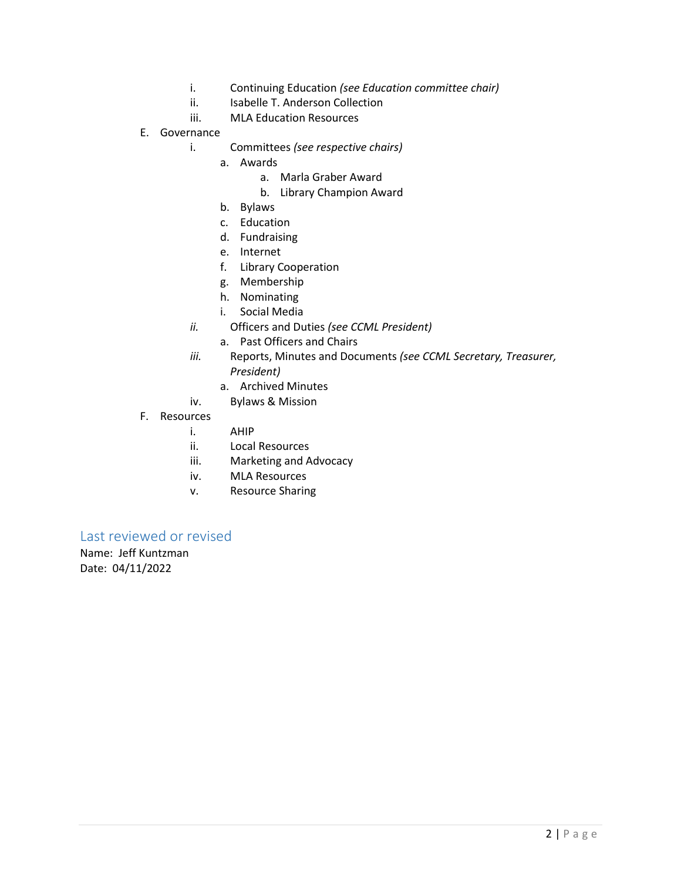i. Continuing Education *(see Education committee chair)*
      ii. Isabelle T. Anderson Collection
      iii. MLA Education Resources

E. Governance
   - i. Committees *(see respective chairs)*
     - a. Awards
       - a. Marla Graber Award
       - b. Library Champion Award
     - b. Bylaws
     - c. Education
     - d. Fundraising
     - e. Internet
     - f. Library Cooperation
     - g. Membership
     - h. Nominating
     - i. Social Media
   - *ii.* Officers and Duties *(see CCML President)*
     - a. Past Officers and Chairs
   - *iii.* Reports, Minutes and Documents *(see CCML Secretary, Treasurer, President)*
     - a. Archived Minutes
   - iv. Bylaws & Mission

F. Resources
   - i. AHIP
   - ii. Local Resources
   - iii. Marketing and Advocacy
   - iv. MLA Resources
   - v. Resource Sharing

## Last reviewed or revised

Name: Jeff Kuntzman
Date: 04/11/2022